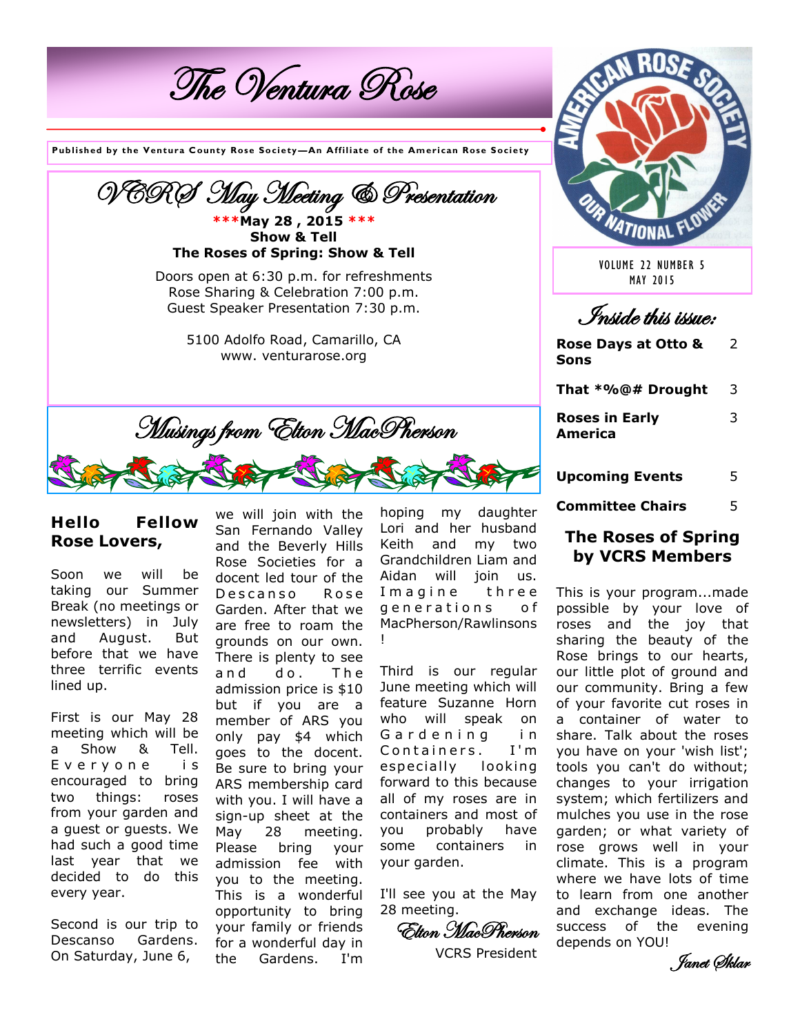# The Ventura Rose

**Published by the Ventura County Rose Society—An Affiliate of the American Rose Society**

VOLUME 22 NUMBER 5
MAY 2015

## VCRS May Meeting & Presentation

**\*\*\*May 28 , 2015 \*\*\***
**Show & Tell**
**The Roses of Spring: Show & Tell**

Doors open at 6:30 p.m. for refreshments
Rose Sharing & Celebration 7:00 p.m.
Guest Speaker Presentation 7:30 p.m.

5100 Adolfo Road, Camarillo, CA
www. venturarose.org

## Inside this issue:

| | |
|---|---|
| **Rose Days at Otto & Sons** | 2 |
| **That *%@# Drought** | 3 |
| **Roses in Early America** | 3 |
| **Upcoming Events** | 5 |
| **Committee Chairs** | 5 |

## Musings from Elton MacPherson

### Hello Fellow Rose Lovers,

Soon we will be taking our Summer Break (no meetings or newsletters) in July and August. But before that we have three terrific events lined up.

First is our May 28 meeting which will be a Show & Tell. Everyone is encouraged to bring two things: roses from your garden and a guest or guests. We had such a good time last year that we decided to do this every year.

Second is our trip to Descanso Gardens. On Saturday, June 6, we will join with the San Fernando Valley and the Beverly Hills Rose Societies for a docent led tour of the Descanso Rose Garden. After that we are free to roam the grounds on our own. There is plenty to see and do. The admission price is $10 but if you are a member of ARS you only pay $4 which goes to the docent. Be sure to bring your ARS membership card with you. I will have a sign-up sheet at the May 28 meeting. Please bring your admission fee with you to the meeting. This is a wonderful opportunity to bring your family or friends for a wonderful day in the Gardens. I'm hoping my daughter Lori and her husband Keith and my two Grandchildren Liam and Aidan will join us. Imagine three generations of MacPherson/Rawlinsons!

Third is our regular June meeting which will feature Suzanne Horn who will speak on Gardening in Containers. I'm especially looking forward to this because all of my roses are in containers and most of you probably have some containers in your garden.

I'll see you at the May 28 meeting.

*Elton MacPherson*
VCRS President

## The Roses of Spring by VCRS Members

This is your program...made possible by your love of roses and the joy that sharing the beauty of the Rose brings to our hearts, our little plot of ground and our community. Bring a few of your favorite cut roses in a container of water to share. Talk about the roses you have on your 'wish list'; tools you can't do without; changes to your irrigation system; which fertilizers and mulches you use in the rose garden; or what variety of rose grows well in your climate. This is a program where we have lots of time to learn from one another and exchange ideas. The success of the evening depends on YOU!

*Janet Sklar*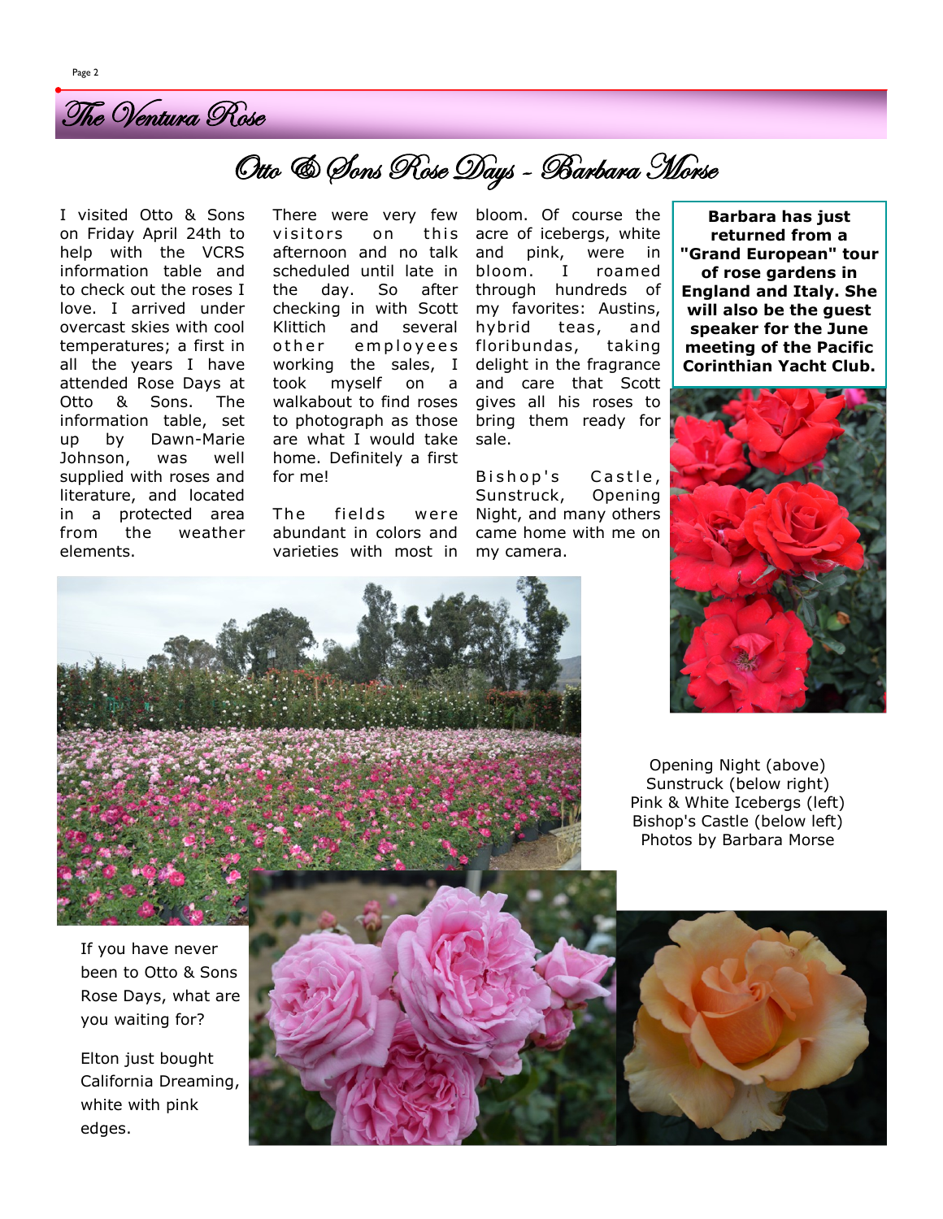# Otto & Sons Rose Days - Barbara Morse

I visited Otto & Sons on Friday April 24th to help with the VCRS information table and to check out the roses I love. I arrived under overcast skies with cool temperatures; a first in all the years I have attended Rose Days at Otto & Sons. The information table, set up by Dawn-Marie Johnson, was well supplied with roses and literature, and located in a protected area from the weather elements.

There were very few visitors on this afternoon and no talk scheduled until late in the day. So after checking in with Scott Klittich and several other employees working the sales, I took myself on a walkabout to find roses to photograph as those are what I would take home. Definitely a first for me!

The fields were abundant in colors and varieties with most in bloom. Of course the acre of icebergs, white and pink, were in bloom. I roamed through hundreds of my favorites: Austins, hybrid teas, and floribundas, taking delight in the fragrance and care that Scott gives all his roses to bring them ready for sale.

Bishop's Castle, Sunstruck, Opening Night, and many others came home with me on my camera.

**Barbara has just returned from a "Grand European" tour of rose gardens in England and Italy. She will also be the guest speaker for the June meeting of the Pacific Corinthian Yacht Club.**

Opening Night (above)
Sunstruck (below right)
Pink & White Icebergs (left)
Bishop's Castle (below left)
Photos by Barbara Morse

If you have never been to Otto & Sons Rose Days, what are you waiting for?

Elton just bought California Dreaming, white with pink edges.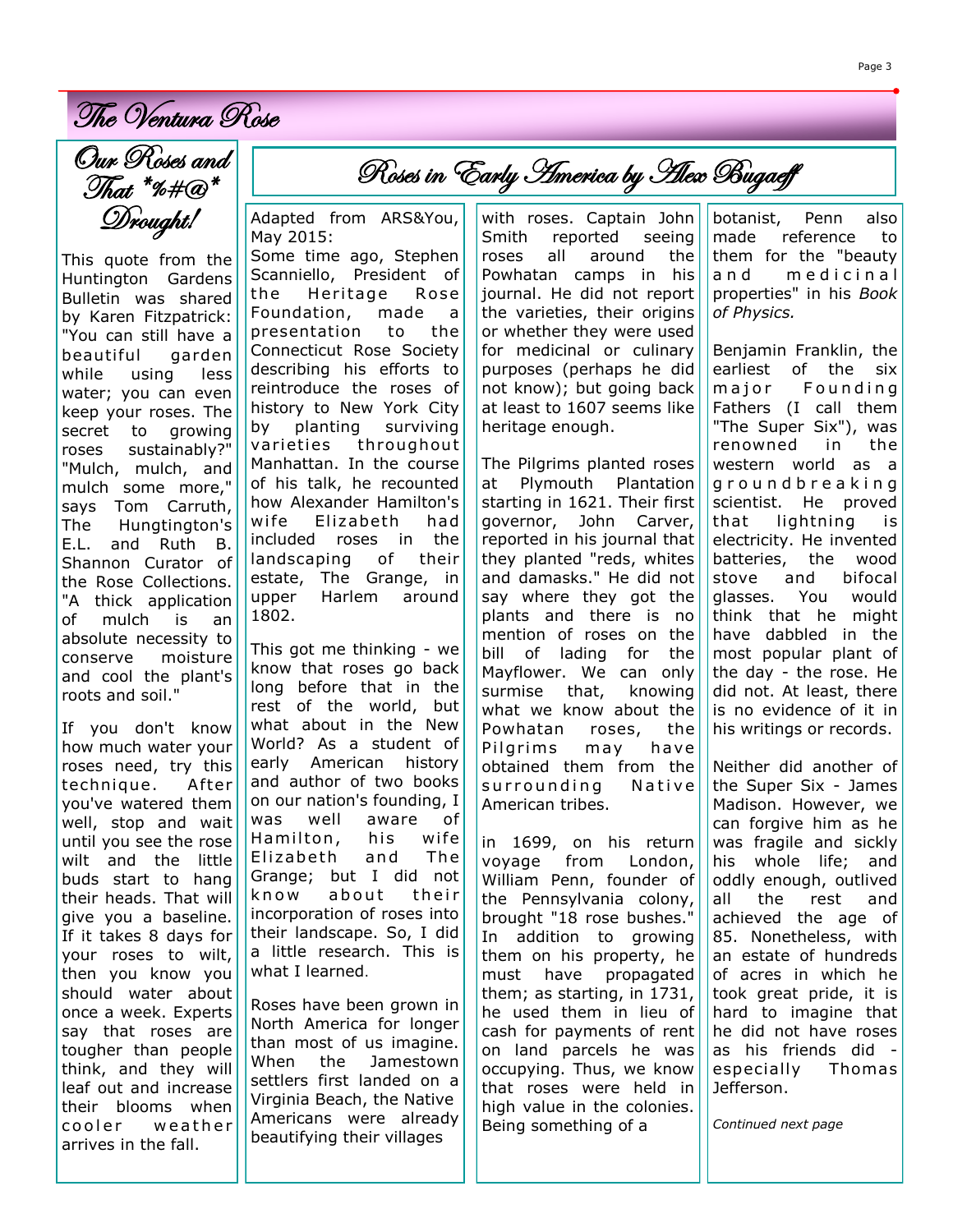## Our Roses and That *%#@* Drought!

This quote from the Huntington Gardens Bulletin was shared by Karen Fitzpatrick: "You can still have a beautiful garden while using less water; you can even keep your roses. The secret to growing roses sustainably?" "Mulch, mulch, and mulch some more," says Tom Carruth, The Hungtington's E.L. and Ruth B. Shannon Curator of the Rose Collections. "A thick application of mulch is an absolute necessity to conserve moisture and cool the plant's roots and soil."

If you don't know how much water your roses need, try this technique. After you've watered them well, stop and wait until you see the rose wilt and the little buds start to hang their heads. That will give you a baseline. If it takes 8 days for your roses to wilt, then you know you should water about once a week. Experts say that roses are tougher than people think, and they will leaf out and increase their blooms when cooler weather arrives in the fall.

## Roses in Early America by Alex Bugaeff

Adapted from ARS&You, May 2015:

Some time ago, Stephen Scanniello, President of the Heritage Rose Foundation, made a presentation to the Connecticut Rose Society describing his efforts to reintroduce the roses of history to New York City by planting surviving varieties throughout Manhattan. In the course of his talk, he recounted how Alexander Hamilton's wife Elizabeth had included roses in the landscaping of their estate, The Grange, in upper Harlem around 1802.

This got me thinking - we know that roses go back long before that in the rest of the world, but what about in the New World? As a student of early American history and author of two books on our nation's founding, I was well aware of Hamilton, his wife Elizabeth and The Grange; but I did not know about their incorporation of roses into their landscape. So, I did a little research. This is what I learned.

Roses have been grown in North America for longer than most of us imagine. When the Jamestown settlers first landed on a Virginia Beach, the Native Americans were already beautifying their villages with roses. Captain John Smith reported seeing roses all around the Powhatan camps in his journal. He did not report the varieties, their origins or whether they were used for medicinal or culinary purposes (perhaps he did not know); but going back at least to 1607 seems like heritage enough.

The Pilgrims planted roses at Plymouth Plantation starting in 1621. Their first governor, John Carver, reported in his journal that they planted "reds, whites and damasks." He did not say where they got the plants and there is no mention of roses on the bill of lading for the Mayflower. We can only surmise that, knowing what we know about the Powhatan roses, the Pilgrims may have obtained them from the surrounding Native American tribes.

in 1699, on his return voyage from London, William Penn, founder of the Pennsylvania colony, brought "18 rose bushes." In addition to growing them on his property, he must have propagated them; as starting, in 1731, he used them in lieu of cash for payments of rent on land parcels he was occupying. Thus, we know that roses were held in high value in the colonies. Being something of a botanist, Penn also made reference to them for the "beauty and medicinal properties" in his *Book of Physics.*

Benjamin Franklin, the earliest of the six major Founding Fathers (I call them "The Super Six"), was renowned in the western world as a groundbreaking scientist. He proved that lightning is electricity. He invented batteries, the wood stove and bifocal glasses. You would think that he might have dabbled in the most popular plant of the day - the rose. He did not. At least, there is no evidence of it in his writings or records.

Neither did another of the Super Six - James Madison. However, we can forgive him as he was fragile and sickly his whole life; and oddly enough, outlived all the rest and achieved the age of 85. Nonetheless, with an estate of hundreds of acres in which he took great pride, it is hard to imagine that he did not have roses as his friends did - especially Thomas Jefferson.

*Continued next page*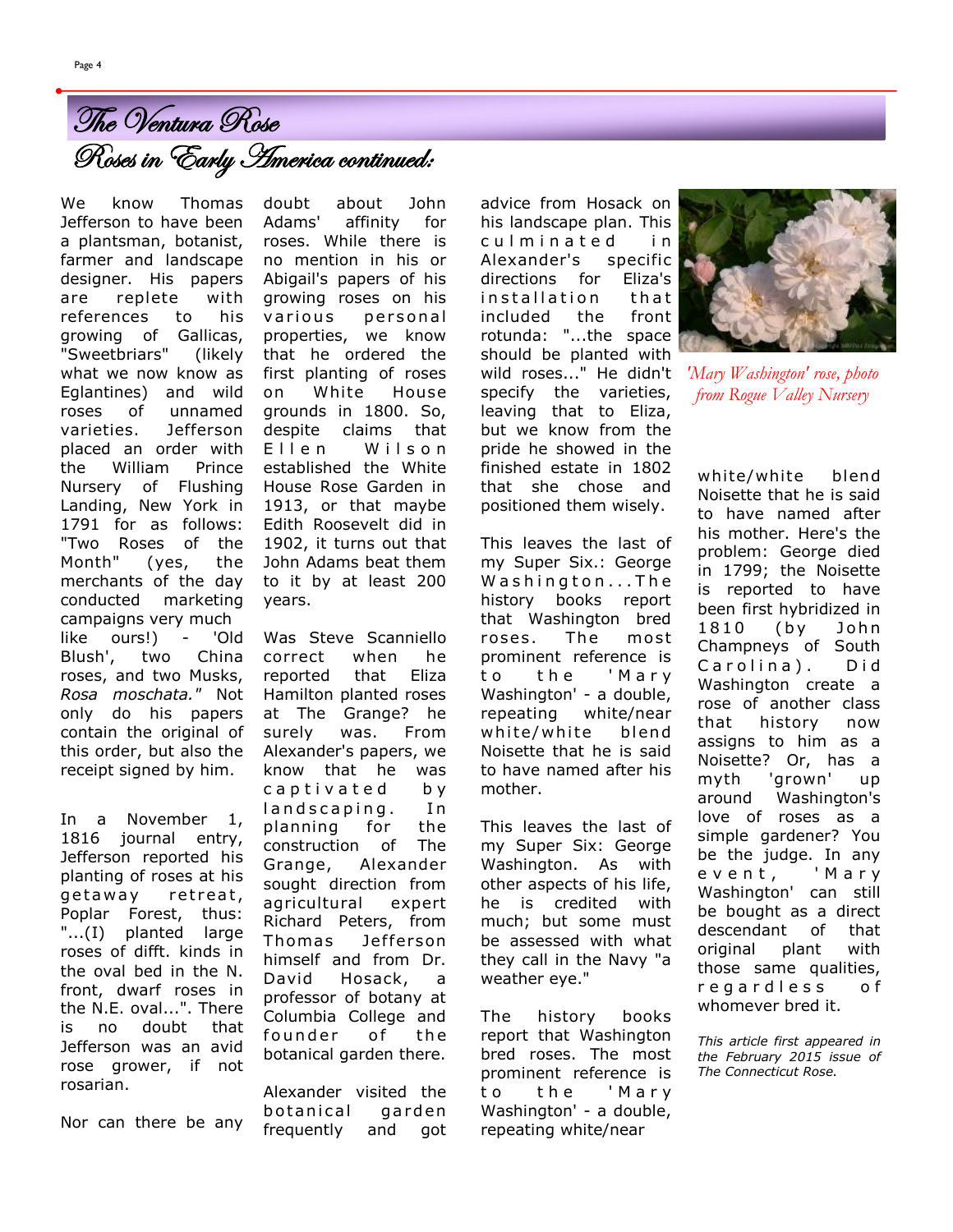# The Ventura Rose

## Roses in Early America continued:

We know Thomas Jefferson to have been a plantsman, botanist, farmer and landscape designer. His papers are replete with references to his growing of Gallicas, "Sweetbriars" (likely what we now know as Eglantines) and wild roses of unnamed varieties. Jefferson placed an order with the William Prince Nursery of Flushing Landing, New York in 1791 for as follows: "Two Roses of the Month" (yes, the merchants of the day conducted marketing campaigns very much like ours!) - 'Old Blush', two China roses, and two Musks, *Rosa moschata."* Not only do his papers contain the original of this order, but also the receipt signed by him.

In a November 1, 1816 journal entry, Jefferson reported his planting of roses at his getaway retreat, Poplar Forest, thus: "...(I) planted large roses of diffť. kinds in the oval bed in the N. front, dwarf roses in the N.E. oval...". There is no doubt that Jefferson was an avid rose grower, if not rosarian.

Nor can there be any doubt about John Adams' affinity for roses. While there is no mention in his or Abigail's papers of his growing roses on his various personal properties, we know that he ordered the first planting of roses on White House grounds in 1800. So, despite claims that Ellen Wilson established the White House Rose Garden in 1913, or that maybe Edith Roosevelt did in 1902, it turns out that John Adams beat them to it by at least 200 years.

Was Steve Scanniello correct when he reported that Eliza Hamilton planted roses at The Grange? he surely was. From Alexander's papers, we know that he was captivated by landscaping. In planning for the construction of The Grange, Alexander sought direction from agricultural expert Richard Peters, from Thomas Jefferson himself and from Dr. David Hosack, a professor of botany at Columbia College and founder of the botanical garden there.

Alexander visited the botanical garden frequently and got advice from Hosack on his landscape plan. This culminated in Alexander's specific directions for Eliza's installation that included the front rotunda: "...the space should be planted with wild roses..." He didn't specify the varieties, leaving that to Eliza, but we know from the pride he showed in the finished estate in 1802 that she chose and positioned them wisely.

This leaves the last of my Super Six.: George Washington...The history books report that Washington bred roses. The most prominent reference is to the 'Mary Washington' - a double, repeating white/near white/white blend Noisette that he is said to have named after his mother.

This leaves the last of my Super Six: George Washington. As with other aspects of his life, he is credited with much; but some must be assessed with what they call in the Navy "a weather eye."

The history books report that Washington bred roses. The most prominent reference is to the 'Mary Washington' - a double, repeating white/near white/white blend Noisette that he is said to have named after his mother. Here's the problem: George died in 1799; the Noisette is reported to have been first hybridized in 1810 (by John Champneys of South Carolina). Did Washington create a rose of another class that history now assigns to him as a Noisette? Or, has a myth 'grown' up around Washington's love of roses as a simple gardener? You be the judge. In any event, 'Mary Washington' can still be bought as a direct descendant of that original plant with those same qualities, regardless of whomever bred it.

*'Mary Washington' rose, photo from Rogue Valley Nursery*

*This article first appeared in the February 2015 issue of The Connecticut Rose.*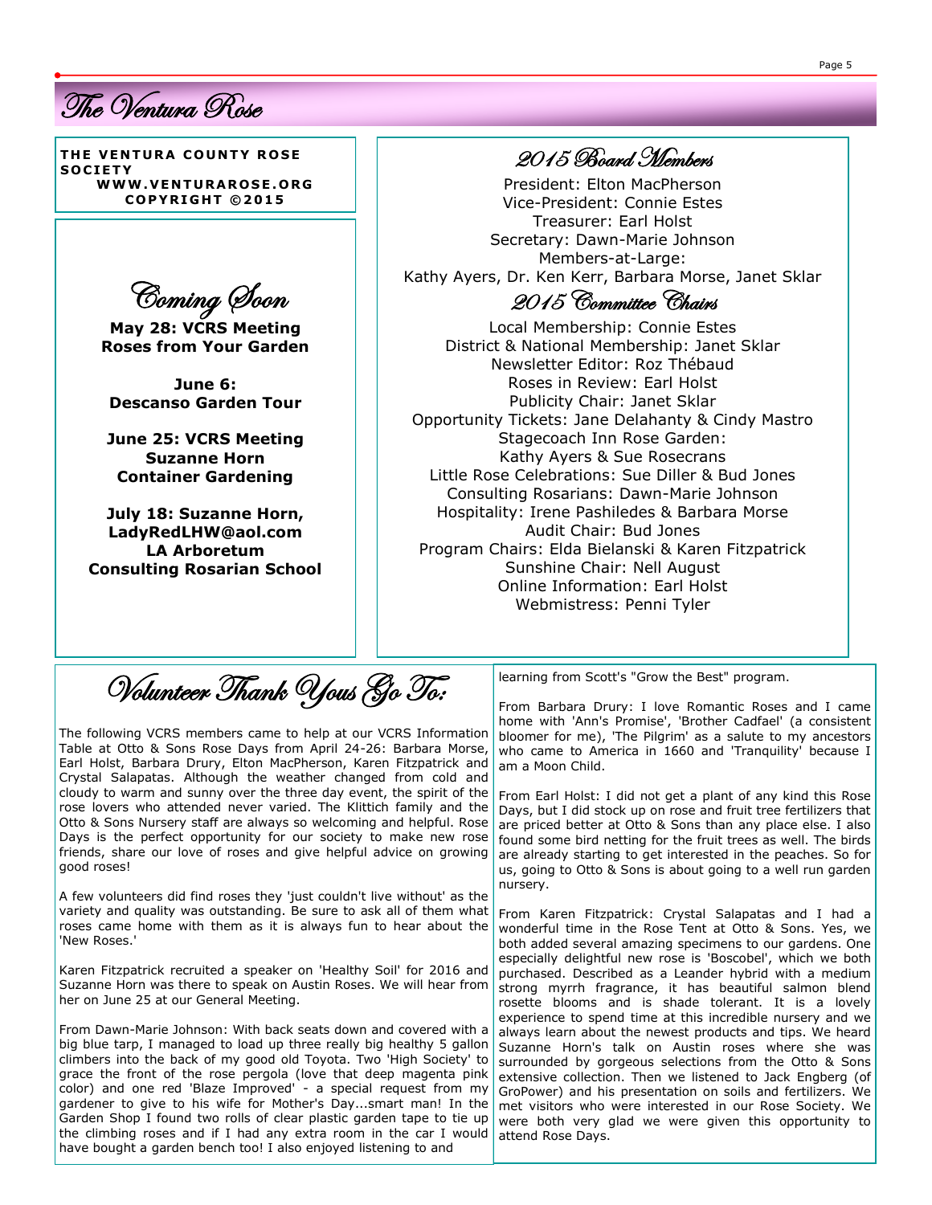# The Ventura Rose

**THE VENTURA COUNTY ROSE SOCIETY**
**WWW.VENTURAROSE.ORG**
**COPYRIGHT ©2015**

## Coming Soon

**May 28: VCRS Meeting**
**Roses from Your Garden**

**June 6:**
**Descanso Garden Tour**

**June 25: VCRS Meeting**
**Suzanne Horn**
**Container Gardening**

**July 18: Suzanne Horn,**
**LadyRedLHW@aol.com**
**LA Arboretum**
**Consulting Rosarian School**

## 2015 Board Members

President: Elton MacPherson
Vice-President: Connie Estes
Treasurer: Earl Holst
Secretary: Dawn-Marie Johnson
Members-at-Large:
Kathy Ayers, Dr. Ken Kerr, Barbara Morse, Janet Sklar

## 2015 Committee Chairs

Local Membership: Connie Estes
District & National Membership: Janet Sklar
Newsletter Editor: Roz Thébaud
Roses in Review: Earl Holst
Publicity Chair: Janet Sklar
Opportunity Tickets: Jane Delahanty & Cindy Mastro
Stagecoach Inn Rose Garden:
Kathy Ayers & Sue Rosecrans
Little Rose Celebrations: Sue Diller & Bud Jones
Consulting Rosarians: Dawn-Marie Johnson
Hospitality: Irene Pashiledes & Barbara Morse
Audit Chair: Bud Jones
Program Chairs: Elda Bielanski & Karen Fitzpatrick
Sunshine Chair: Nell August
Online Information: Earl Holst
Webmistress: Penni Tyler

## Volunteer Thank Yous Go To:

The following VCRS members came to help at our VCRS Information Table at Otto & Sons Rose Days from April 24-26: Barbara Morse, Earl Holst, Barbara Drury, Elton MacPherson, Karen Fitzpatrick and Crystal Salapatas. Although the weather changed from cold and cloudy to warm and sunny over the three day event, the spirit of the rose lovers who attended never varied. The Klittich family and the Otto & Sons Nursery staff are always so welcoming and helpful. Rose Days is the perfect opportunity for our society to make new rose friends, share our love of roses and give helpful advice on growing good roses!

A few volunteers did find roses they 'just couldn't live without' as the variety and quality was outstanding. Be sure to ask all of them what roses came home with them as it is always fun to hear about the 'New Roses.'

Karen Fitzpatrick recruited a speaker on 'Healthy Soil' for 2016 and Suzanne Horn was there to speak on Austin Roses. We will hear from her on June 25 at our General Meeting.

From Dawn-Marie Johnson: With back seats down and covered with a big blue tarp, I managed to load up three really big healthy 5 gallon climbers into the back of my good old Toyota. Two 'High Society' to grace the front of the rose pergola (love that deep magenta pink color) and one red 'Blaze Improved' - a special request from my gardener to give to his wife for Mother's Day...smart man! In the Garden Shop I found two rolls of clear plastic garden tape to tie up the climbing roses and if I had any extra room in the car I would have bought a garden bench too! I also enjoyed listening to and learning from Scott's "Grow the Best" program.

From Barbara Drury: I love Romantic Roses and I came home with 'Ann's Promise', 'Brother Cadfael' (a consistent bloomer for me), 'The Pilgrim' as a salute to my ancestors who came to America in 1660 and 'Tranquility' because I am a Moon Child.

From Earl Holst: I did not get a plant of any kind this Rose Days, but I did stock up on rose and fruit tree fertilizers that are priced better at Otto & Sons than any place else. I also found some bird netting for the fruit trees as well. The birds are already starting to get interested in the peaches. So for us, going to Otto & Sons is about going to a well run garden nursery.

From Karen Fitzpatrick: Crystal Salapatas and I had a wonderful time in the Rose Tent at Otto & Sons. Yes, we both added several amazing specimens to our gardens. One especially delightful new rose is 'Boscobel', which we both purchased. Described as a Leander hybrid with a medium strong myrrh fragrance, it has beautiful salmon blend rosette blooms and is shade tolerant. It is a lovely experience to spend time at this incredible nursery and we always learn about the newest products and tips. We heard Suzanne Horn's talk on Austin roses where she was surrounded by gorgeous selections from the Otto & Sons extensive collection. Then we listened to Jack Engberg (of GroPower) and his presentation on soils and fertilizers. We met visitors who were interested in our Rose Society. We were both very glad we were given this opportunity to attend Rose Days.